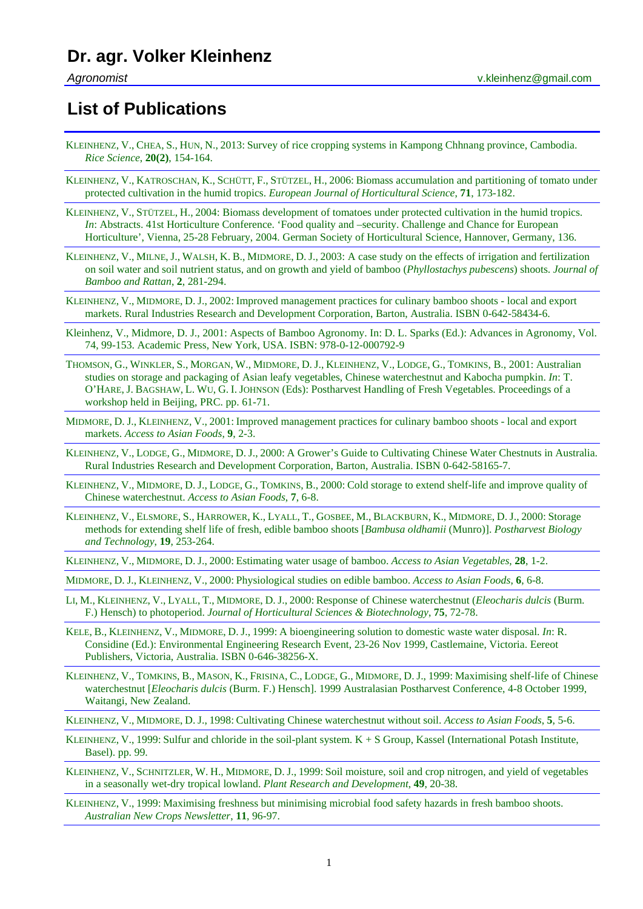# Dr. agr. Volker Kleinhenz

*Agronomist* v.kleinhenz@gmail.com

## List of Publications

KLEINHENZ, V., CHEA, S., HUN, N., 2013: Survey of rice cropping systems in Kampong Chhnang province, Cambodia. *Rice Science*, **20(2)**, 154-164.

KLEINHENZ, V., KATROSCHAN, K., SCHÜTT, F., STÜTZEL, H., 2006: Biomass accumulation and partitioning of tomato under protected cultivation in the humid tropics. *European Journal of Horticultural Science*, **71**, 173-182.

KLEINHENZ, V., STÜTZEL, H., 2004: Biomass development of tomatoes under protected cultivation in the humid tropics. *In*: Abstracts. 41st Horticulture Conference. 'Food quality and –security. Challenge and Chance for European Horticulture', Vienna, 25-28 February, 2004. German Society of Horticultural Science, Hannover, Germany, 136.

KLEINHENZ, V., MILNE, J., WALSH, K. B., MIDMORE, D. J., 2003: A case study on the effects of irrigation and fertilization on soil water and soil nutrient status, and on growth and yield of bamboo (*Phyllostachys pubescens*) shoots. *Journal of Bamboo and Rattan*, **2**, 281-294.

KLEINHENZ, V., MIDMORE, D. J., 2002: Improved management practices for culinary bamboo shoots - local and export markets. Rural Industries Research and Development Corporation, Barton, Australia. ISBN 0-642-58434-6.

Kleinhenz, V., Midmore, D. J., 2001: Aspects of Bamboo Agronomy. In: D. L. Sparks (Ed.): Advances in Agronomy, Vol. 74, 99-153. Academic Press, New York, USA. ISBN: 978-0-12-000792-9

THOMSON, G., WINKLER, S., MORGAN, W., MIDMORE, D. J., KLEINHENZ, V., LODGE, G., TOMKINS, B., 2001: Australian studies on storage and packaging of Asian leafy vegetables, Chinese waterchestnut and Kabocha pumpkin. *In*: T. O'HARE, J. BAGSHAW, L. WU, G. I. JOHNSON (Eds): Postharvest Handling of Fresh Vegetables. Proceedings of a workshop held in Beijing, PRC. pp. 61-71.

MIDMORE, D. J., KLEINHENZ, V., 2001: Improved management practices for culinary bamboo shoots - local and export markets. *Access to Asian Foods*, **9**, 2-3.

KLEINHENZ, V., LODGE, G., MIDMORE, D. J., 2000: A Grower's Guide to Cultivating Chinese Water Chestnuts in Australia. Rural Industries Research and Development Corporation, Barton, Australia. ISBN 0-642-58165-7.

KLEINHENZ, V., MIDMORE, D. J., LODGE, G., TOMKINS, B., 2000: Cold storage to extend shelf-life and improve quality of Chinese waterchestnut. *Access to Asian Foods*, **7**, 6-8.

KLEINHENZ, V., ELSMORE, S., HARROWER, K., LYALL, T., GOSBEE, M., BLACKBURN, K., MIDMORE, D. J., 2000: Storage methods for extending shelf life of fresh, edible bamboo shoots [*Bambusa oldhamii* (Munro)]. *Postharvest Biology and Technology*, **19**, 253-264.

KLEINHENZ, V., MIDMORE, D. J., 2000: Estimating water usage of bamboo. *Access to Asian Vegetables*, **28**, 1-2.

MIDMORE, D. J., KLEINHENZ, V., 2000: Physiological studies on edible bamboo. *Access to Asian Foods*, **6**, 6-8.

LI, M., KLEINHENZ, V., LYALL, T., MIDMORE, D. J., 2000: Response of Chinese waterchestnut (*Eleocharis dulcis* (Burm. F.) Hensch) to photoperiod. *Journal of Horticultural Sciences & Biotechnology*, **75**, 72-78.

KELE, B., KLEINHENZ, V., MIDMORE, D. J., 1999: A bioengineering solution to domestic waste water disposal. *In*: R. Considine (Ed.): Environmental Engineering Research Event, 23-26 Nov 1999, Castlemaine, Victoria. Eereot Publishers, Victoria, Australia. ISBN 0-646-38256-X.

KLEINHENZ, V., TOMKINS, B., MASON, K., FRISINA, C., LODGE, G., MIDMORE, D. J., 1999: Maximising shelf-life of Chinese waterchestnut [*Eleocharis dulcis* (Burm. F.) Hensch]. 1999 Australasian Postharvest Conference, 4-8 October 1999, Waitangi, New Zealand.

KLEINHENZ, V., MIDMORE, D. J., 1998: Cultivating Chinese waterchestnut without soil. *Access to Asian Foods*, **5**, 5-6.

KLEINHENZ, V., 1999: Sulfur and chloride in the soil-plant system. K + S Group, Kassel (International Potash Institute, Basel). pp. 99.

KLEINHENZ, V., SCHNITZLER, W. H., MIDMORE, D. J., 1999: Soil moisture, soil and crop nitrogen, and yield of vegetables in a seasonally wet-dry tropical lowland. *Plant Research and Development*, **49**, 20-38.

KLEINHENZ, V., 1999: Maximising freshness but minimising microbial food safety hazards in fresh bamboo shoots. *Australian New Crops Newsletter*, **11**, 96-97.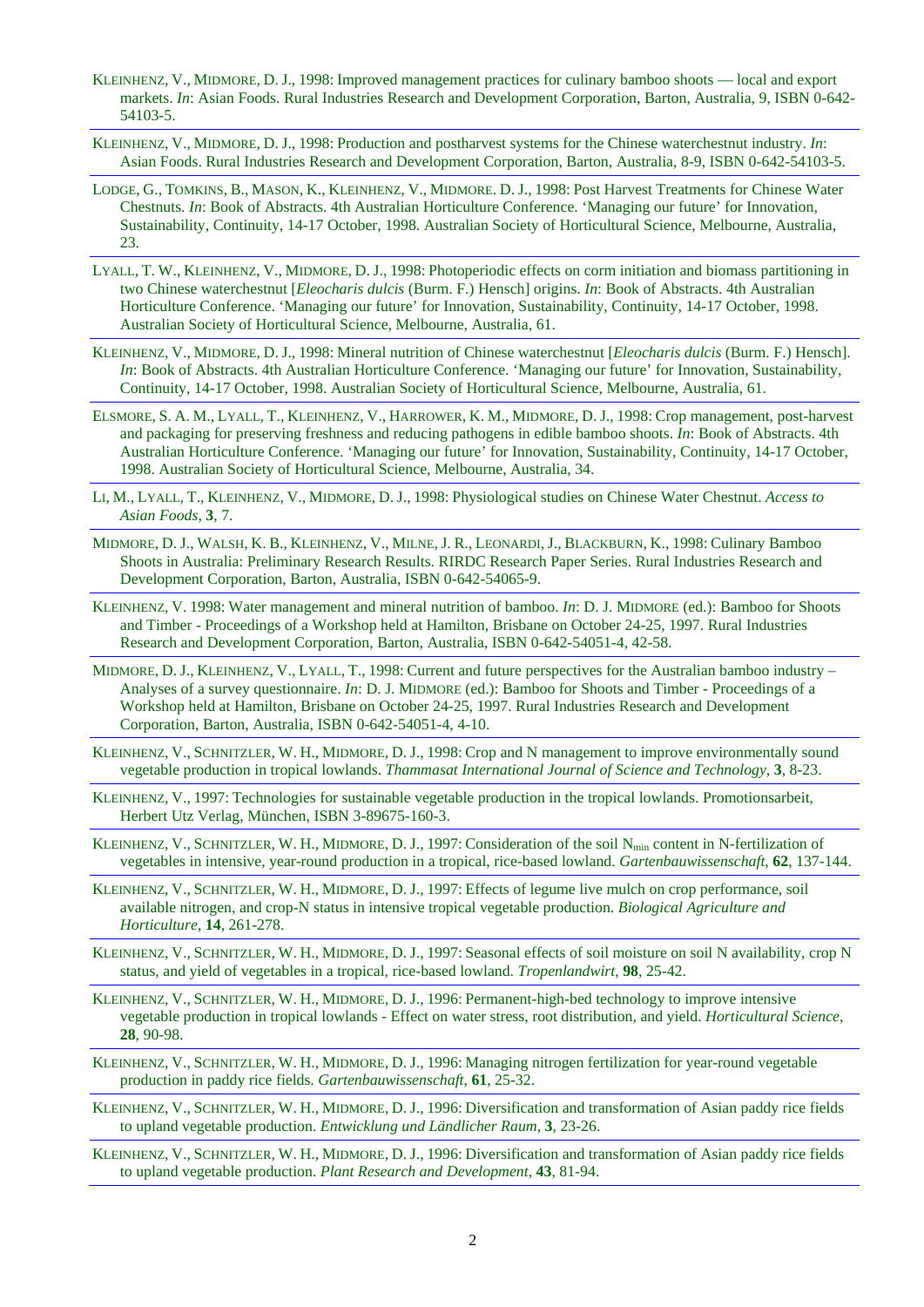KLEINHENZ, V., MIDMORE, D. J., 1998: Improved management practices for culinary bamboo shoots — local and export markets. *In*: Asian Foods. Rural Industries Research and Development Corporation, Barton, Australia, 9, ISBN 0-642-54103-5.

KLEINHENZ, V., MIDMORE, D. J., 1998: Production and postharvest systems for the Chinese waterchestnut industry. *In*: Asian Foods. Rural Industries Research and Development Corporation, Barton, Australia, 8-9, ISBN 0-642-54103-5.

LODGE, G., TOMKINS, B., MASON, K., KLEINHENZ, V., MIDMORE. D. J., 1998: Post Harvest Treatments for Chinese Water Chestnuts. *In*: Book of Abstracts. 4th Australian Horticulture Conference. 'Managing our future' for Innovation, Sustainability, Continuity, 14-17 October, 1998. Australian Society of Horticultural Science, Melbourne, Australia, 23.

LYALL, T. W., KLEINHENZ, V., MIDMORE, D. J., 1998: Photoperiodic effects on corm initiation and biomass partitioning in two Chinese waterchestnut [*Eleocharis dulcis* (Burm. F.) Hensch] origins. *In*: Book of Abstracts. 4th Australian Horticulture Conference. 'Managing our future' for Innovation, Sustainability, Continuity, 14-17 October, 1998. Australian Society of Horticultural Science, Melbourne, Australia, 61.

KLEINHENZ, V., MIDMORE, D. J., 1998: Mineral nutrition of Chinese waterchestnut [*Eleocharis dulcis* (Burm. F.) Hensch]. *In*: Book of Abstracts. 4th Australian Horticulture Conference. 'Managing our future' for Innovation, Sustainability, Continuity, 14-17 October, 1998. Australian Society of Horticultural Science, Melbourne, Australia, 61.

ELSMORE, S. A. M., LYALL, T., KLEINHENZ, V., HARROWER, K. M., MIDMORE, D. J., 1998: Crop management, post-harvest and packaging for preserving freshness and reducing pathogens in edible bamboo shoots. *In*: Book of Abstracts. 4th Australian Horticulture Conference. 'Managing our future' for Innovation, Sustainability, Continuity, 14-17 October, 1998. Australian Society of Horticultural Science, Melbourne, Australia, 34.

LI, M., LYALL, T., KLEINHENZ, V., MIDMORE, D. J., 1998: Physiological studies on Chinese Water Chestnut. *Access to Asian Foods*, **3**, 7.

MIDMORE, D. J., WALSH, K. B., KLEINHENZ, V., MILNE, J. R., LEONARDI, J., BLACKBURN, K., 1998: Culinary Bamboo Shoots in Australia: Preliminary Research Results. RIRDC Research Paper Series. Rural Industries Research and Development Corporation, Barton, Australia, ISBN 0-642-54065-9.

KLEINHENZ, V. 1998: Water management and mineral nutrition of bamboo. *In*: D. J. MIDMORE (ed.): Bamboo for Shoots and Timber - Proceedings of a Workshop held at Hamilton, Brisbane on October 24-25, 1997. Rural Industries Research and Development Corporation, Barton, Australia, ISBN 0-642-54051-4, 42-58.

MIDMORE, D. J., KLEINHENZ, V., LYALL, T., 1998: Current and future perspectives for the Australian bamboo industry – Analyses of a survey questionnaire. *In*: D. J. MIDMORE (ed.): Bamboo for Shoots and Timber - Proceedings of a Workshop held at Hamilton, Brisbane on October 24-25, 1997. Rural Industries Research and Development Corporation, Barton, Australia, ISBN 0-642-54051-4, 4-10.

KLEINHENZ, V., SCHNITZLER, W. H., MIDMORE, D. J., 1998: Crop and N management to improve environmentally sound vegetable production in tropical lowlands. *Thammasat International Journal of Science and Technology*, **3**, 8-23.

KLEINHENZ, V., 1997: Technologies for sustainable vegetable production in the tropical lowlands. Promotionsarbeit, Herbert Utz Verlag, München, ISBN 3-89675-160-3.

KLEINHENZ, V., SCHNITZLER, W. H., MIDMORE, D. J., 1997: Consideration of the soil $N_{min}$ content in N-fertilization of vegetables in intensive, year-round production in a tropical, rice-based lowland. *Gartenbauwissenschaft*, **62**, 137-144.

KLEINHENZ, V., SCHNITZLER, W. H., MIDMORE, D. J., 1997: Effects of legume live mulch on crop performance, soil available nitrogen, and crop-N status in intensive tropical vegetable production. *Biological Agriculture and Horticulture*, **14**, 261-278.

KLEINHENZ, V., SCHNITZLER, W. H., MIDMORE, D. J., 1997: Seasonal effects of soil moisture on soil N availability, crop N status, and yield of vegetables in a tropical, rice-based lowland. *Tropenlandwirt*, **98**, 25-42.

KLEINHENZ, V., SCHNITZLER, W. H., MIDMORE, D. J., 1996: Permanent-high-bed technology to improve intensive vegetable production in tropical lowlands - Effect on water stress, root distribution, and yield. *Horticultural Science*, **28**, 90-98.

KLEINHENZ, V., SCHNITZLER, W. H., MIDMORE, D. J., 1996: Managing nitrogen fertilization for year-round vegetable production in paddy rice fields. *Gartenbauwissenschaft*, **61**, 25-32.

KLEINHENZ, V., SCHNITZLER, W. H., MIDMORE, D. J., 1996: Diversification and transformation of Asian paddy rice fields to upland vegetable production. *Entwicklung und Ländlicher Raum*, **3**, 23-26.

KLEINHENZ, V., SCHNITZLER, W. H., MIDMORE, D. J., 1996: Diversification and transformation of Asian paddy rice fields to upland vegetable production. *Plant Research and Development*, **43**, 81-94.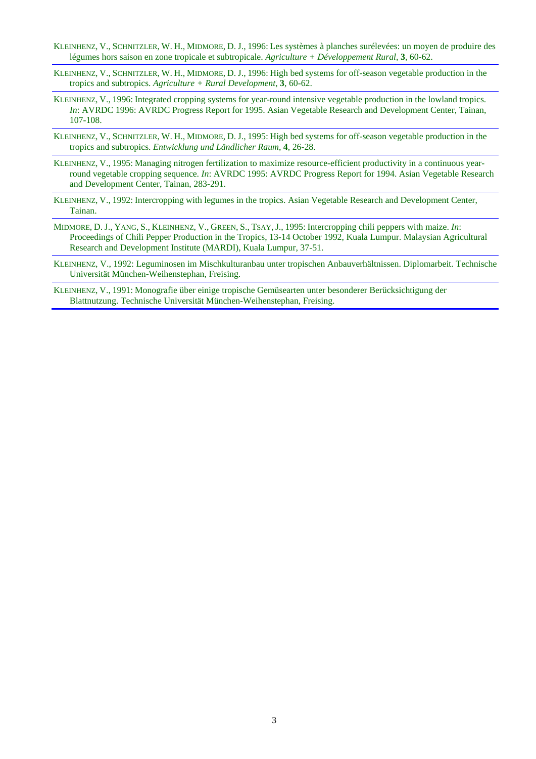KLEINHENZ, V., SCHNITZLER, W. H., MIDMORE, D. J., 1996: Les systèmes à planches surélevées: un moyen de produire des légumes hors saison en zone tropicale et subtropicale. *Agriculture + Développement Rural*, **3**, 60-62.

KLEINHENZ, V., SCHNITZLER, W. H., MIDMORE, D. J., 1996: High bed systems for off-season vegetable production in the tropics and subtropics. *Agriculture + Rural Development*, **3**, 60-62.

KLEINHENZ, V., 1996: Integrated cropping systems for year-round intensive vegetable production in the lowland tropics. *In*: AVRDC 1996: AVRDC Progress Report for 1995. Asian Vegetable Research and Development Center, Tainan, 107-108.

KLEINHENZ, V., SCHNITZLER, W. H., MIDMORE, D. J., 1995: High bed systems for off-season vegetable production in the tropics and subtropics. *Entwicklung und Ländlicher Raum*, **4**, 26-28.

KLEINHENZ, V., 1995: Managing nitrogen fertilization to maximize resource-efficient productivity in a continuous year-round vegetable cropping sequence. *In*: AVRDC 1995: AVRDC Progress Report for 1994. Asian Vegetable Research and Development Center, Tainan, 283-291.

KLEINHENZ, V., 1992: Intercropping with legumes in the tropics. Asian Vegetable Research and Development Center, Tainan.

MIDMORE, D. J., YANG, S., KLEINHENZ, V., GREEN, S., TSAY, J., 1995: Intercropping chili peppers with maize. *In*: Proceedings of Chili Pepper Production in the Tropics, 13-14 October 1992, Kuala Lumpur. Malaysian Agricultural Research and Development Institute (MARDI), Kuala Lumpur, 37-51.

KLEINHENZ, V., 1992: Leguminosen im Mischkulturanbau unter tropischen Anbauverhältnissen. Diplomarbeit. Technische Universität München-Weihenstephan, Freising.

KLEINHENZ, V., 1991: Monografie über einige tropische Gemüsearten unter besonderer Berücksichtigung der Blattnutzung. Technische Universität München-Weihenstephan, Freising.